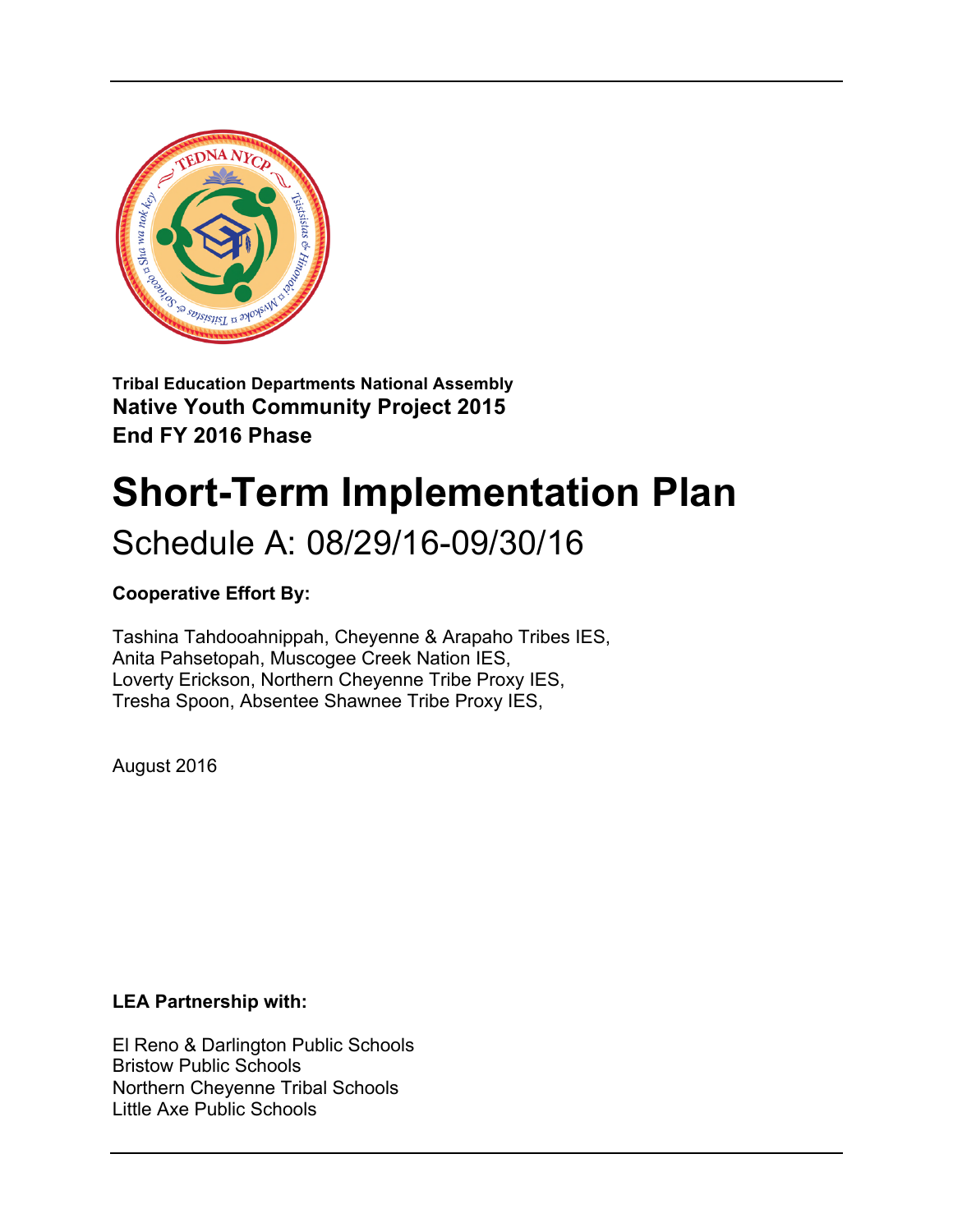**Tribal Education Departments National Assembly**

**Native Youth Community Project 2015**

**End FY 2016 Phase**

# Short-Term Implementation Plan

## Schedule A: 08/29/16-09/30/16

**Cooperative Effort By:**

Tashina Tahdooahnippah, Cheyenne & Arapaho Tribes IES,
Anita Pahsetopah, Muscogee Creek Nation IES,
Loverty Erickson, Northern Cheyenne Tribe Proxy IES,
Tresha Spoon, Absentee Shawnee Tribe Proxy IES,

August 2016

**LEA Partnership with:**

El Reno & Darlington Public Schools
Bristow Public Schools
Northern Cheyenne Tribal Schools
Little Axe Public Schools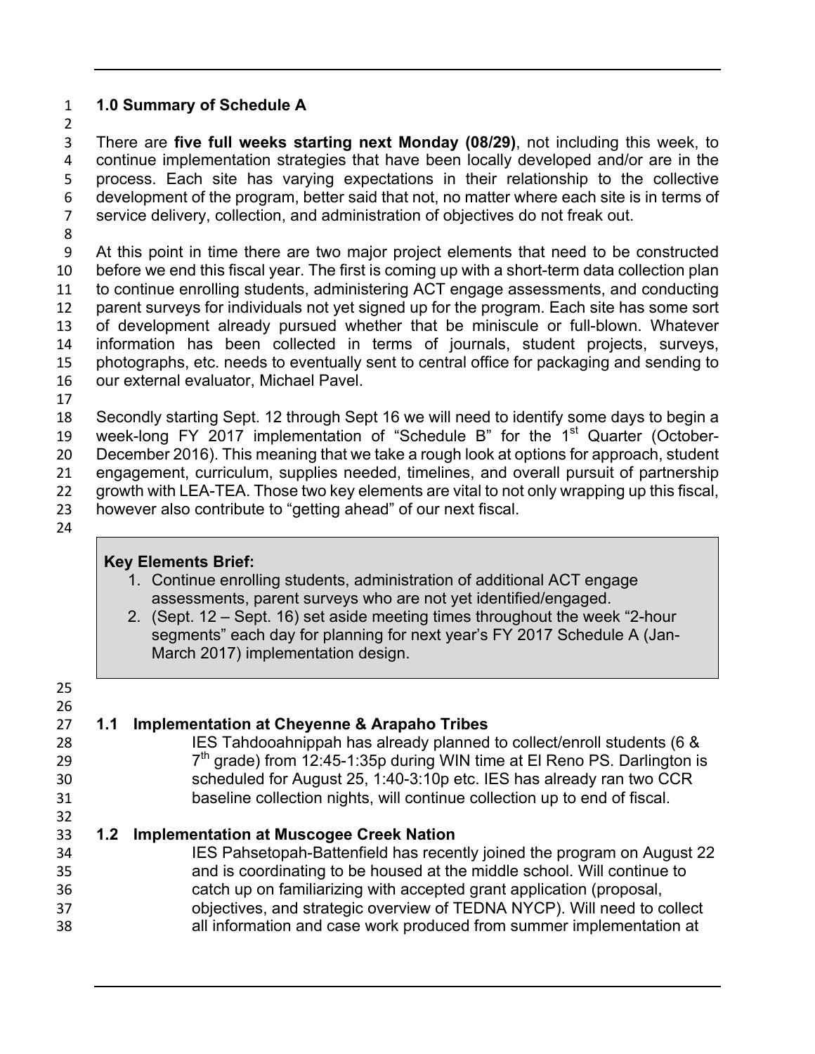## 1.0 Summary of Schedule A

There are **five full weeks starting next Monday (08/29)**, not including this week, to continue implementation strategies that have been locally developed and/or are in the process. Each site has varying expectations in their relationship to the collective development of the program, better said that not, no matter where each site is in terms of service delivery, collection, and administration of objectives do not freak out.

At this point in time there are two major project elements that need to be constructed before we end this fiscal year. The first is coming up with a short-term data collection plan to continue enrolling students, administering ACT engage assessments, and conducting parent surveys for individuals not yet signed up for the program. Each site has some sort of development already pursued whether that be miniscule or full-blown. Whatever information has been collected in terms of journals, student projects, surveys, photographs, etc. needs to eventually sent to central office for packaging and sending to our external evaluator, Michael Pavel.

Secondly starting Sept. 12 through Sept 16 we will need to identify some days to begin a week-long FY 2017 implementation of "Schedule B" for the 1st Quarter (October-December 2016). This meaning that we take a rough look at options for approach, student engagement, curriculum, supplies needed, timelines, and overall pursuit of partnership growth with LEA-TEA. Those two key elements are vital to not only wrapping up this fiscal, however also contribute to "getting ahead" of our next fiscal.

**Key Elements Brief:**

1. Continue enrolling students, administration of additional ACT engage assessments, parent surveys who are not yet identified/engaged.
2. (Sept. 12 – Sept. 16) set aside meeting times throughout the week "2-hour segments" each day for planning for next year's FY 2017 Schedule A (Jan-March 2017) implementation design.

### 1.1 Implementation at Cheyenne & Arapaho Tribes

IES Tahdooahnippah has already planned to collect/enroll students (6 & 7th grade) from 12:45-1:35p during WIN time at El Reno PS. Darlington is scheduled for August 25, 1:40-3:10p etc. IES has already ran two CCR baseline collection nights, will continue collection up to end of fiscal.

### 1.2 Implementation at Muscogee Creek Nation

IES Pahsetopah-Battenfield has recently joined the program on August 22 and is coordinating to be housed at the middle school. Will continue to catch up on familiarizing with accepted grant application (proposal, objectives, and strategic overview of TEDNA NYCP). Will need to collect all information and case work produced from summer implementation at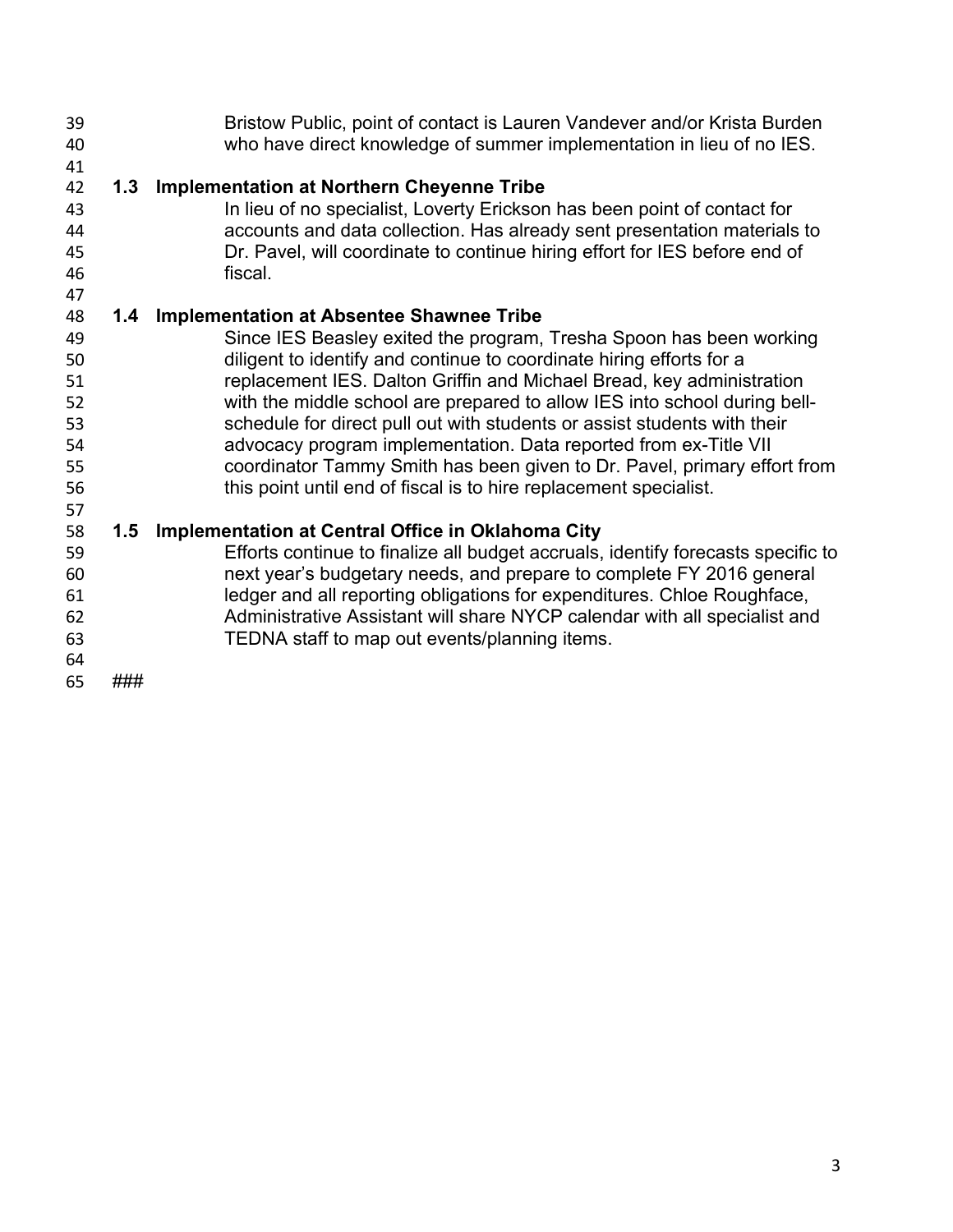Bristow Public, point of contact is Lauren Vandever and/or Krista Burden who have direct knowledge of summer implementation in lieu of no IES.

### 1.3 Implementation at Northern Cheyenne Tribe

In lieu of no specialist, Loverty Erickson has been point of contact for accounts and data collection. Has already sent presentation materials to Dr. Pavel, will coordinate to continue hiring effort for IES before end of fiscal.

### 1.4 Implementation at Absentee Shawnee Tribe

Since IES Beasley exited the program, Tresha Spoon has been working diligent to identify and continue to coordinate hiring efforts for a replacement IES. Dalton Griffin and Michael Bread, key administration with the middle school are prepared to allow IES into school during bell-schedule for direct pull out with students or assist students with their advocacy program implementation. Data reported from ex-Title VII coordinator Tammy Smith has been given to Dr. Pavel, primary effort from this point until end of fiscal is to hire replacement specialist.

### 1.5 Implementation at Central Office in Oklahoma City

Efforts continue to finalize all budget accruals, identify forecasts specific to next year's budgetary needs, and prepare to complete FY 2016 general ledger and all reporting obligations for expenditures. Chloe Roughface, Administrative Assistant will share NYCP calendar with all specialist and TEDNA staff to map out events/planning items.

###